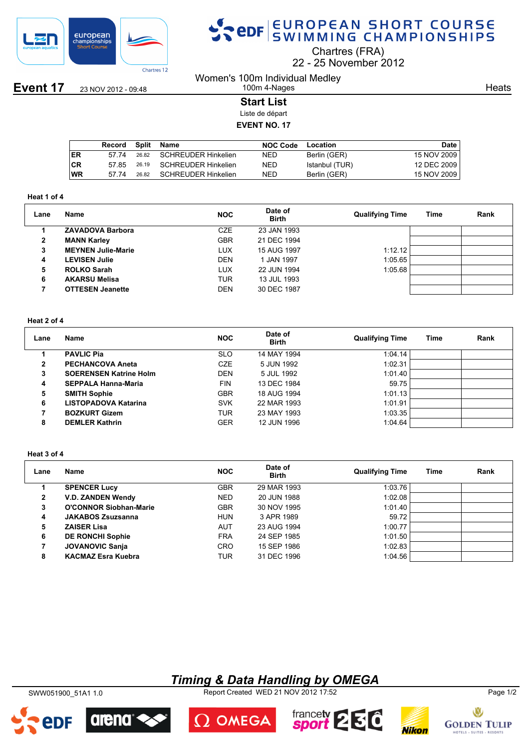# EUROPEAN SHORT COURSE SWIMMING CHAMPIONSHIPS

Chartres (FRA)
22 - 25 November 2012

**Event 17** 23 NOV 2012 - 09:48

Women's 100m Individual Medley
100m 4-Nages

Heats

## Start List

Liste de départ

**EVENT NO. 17**

| | Record | Split | Name | NOC Code | Location | Date |
|---|---|---|---|---|---|---|
| ER | 57.74 | 26.82 | SCHREUDER Hinkelien | NED | Berlin (GER) | 15 NOV 2009 |
| CR | 57.85 | 26.19 | SCHREUDER Hinkelien | NED | Istanbul (TUR) | 12 DEC 2009 |
| WR | 57.74 | 26.82 | SCHREUDER Hinkelien | NED | Berlin (GER) | 15 NOV 2009 |

**Heat 1 of 4**

| Lane | Name | NOC | Date of Birth | Qualifying Time | Time | Rank |
|---|---|---|---|---|---|---|
| 1 | **ZAVADOVA Barbora** | CZE | 23 JAN 1993 | | | |
| 2 | **MANN Karley** | GBR | 21 DEC 1994 | | | |
| 3 | **MEYNEN Julie-Marie** | LUX | 15 AUG 1997 | 1:12.12 | | |
| 4 | **LEVISEN Julie** | DEN | 1 JAN 1997 | 1:05.65 | | |
| 5 | **ROLKO Sarah** | LUX | 22 JUN 1994 | 1:05.68 | | |
| 6 | **AKARSU Melisa** | TUR | 13 JUL 1993 | | | |
| 7 | **OTTESEN Jeanette** | DEN | 30 DEC 1987 | | | |

**Heat 2 of 4**

| Lane | Name | NOC | Date of Birth | Qualifying Time | Time | Rank |
|---|---|---|---|---|---|---|
| 1 | **PAVLIC Pia** | SLO | 14 MAY 1994 | 1:04.14 | | |
| 2 | **PECHANCOVA Aneta** | CZE | 5 JUN 1992 | 1:02.31 | | |
| 3 | **SOERENSEN Katrine Holm** | DEN | 5 JUL 1992 | 1:01.40 | | |
| 4 | **SEPPALA Hanna-Maria** | FIN | 13 DEC 1984 | 59.75 | | |
| 5 | **SMITH Sophie** | GBR | 18 AUG 1994 | 1:01.13 | | |
| 6 | **LISTOPADOVA Katarina** | SVK | 22 MAR 1993 | 1:01.91 | | |
| 7 | **BOZKURT Gizem** | TUR | 23 MAY 1993 | 1:03.35 | | |
| 8 | **DEMLER Kathrin** | GER | 12 JUN 1996 | 1:04.64 | | |

**Heat 3 of 4**

| Lane | Name | NOC | Date of Birth | Qualifying Time | Time | Rank |
|---|---|---|---|---|---|---|
| 1 | **SPENCER Lucy** | GBR | 29 MAR 1993 | 1:03.76 | | |
| 2 | **V.D. ZANDEN Wendy** | NED | 20 JUN 1988 | 1:02.08 | | |
| 3 | **O'CONNOR Siobhan-Marie** | GBR | 30 NOV 1995 | 1:01.40 | | |
| 4 | **JAKABOS Zsuzsanna** | HUN | 3 APR 1989 | 59.72 | | |
| 5 | **ZAISER Lisa** | AUT | 23 AUG 1994 | 1:00.77 | | |
| 6 | **DE RONCHI Sophie** | FRA | 24 SEP 1985 | 1:01.50 | | |
| 7 | **JOVANOVIC Sanja** | CRO | 15 SEP 1986 | 1:02.83 | | |
| 8 | **KACMAZ Esra Kuebra** | TUR | 31 DEC 1996 | 1:04.56 | | |

*Timing & Data Handling by OMEGA*

SWW051900_51A1 1.0 Report Created WED 21 NOV 2012 17:52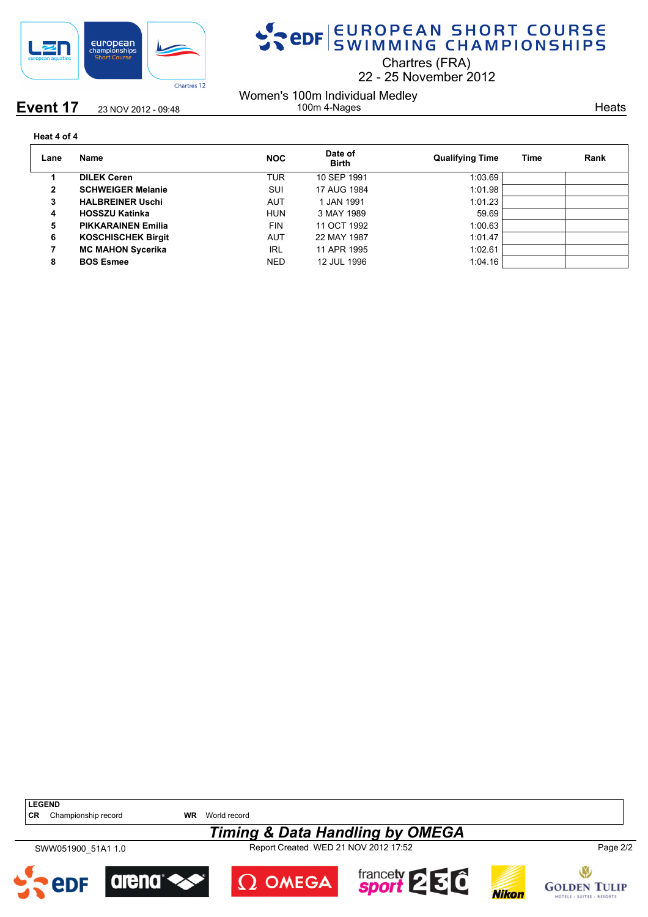# EUROPEAN SHORT COURSE SWIMMING CHAMPIONSHIPS

Chartres (FRA)
22 - 25 November 2012

**Event 17** 23 NOV 2012 - 09:48

Women's 100m Individual Medley
100m 4-Nages

Heats

**Heat 4 of 4**

| Lane | Name | NOC | Date of Birth | Qualifying Time | Time | Rank |
|---|---|---|---|---|---|---|
| 1 | **DILEK Ceren** | TUR | 10 SEP 1991 | 1:03.69 | | |
| 2 | **SCHWEIGER Melanie** | SUI | 17 AUG 1984 | 1:01.98 | | |
| 3 | **HALBREINER Uschi** | AUT | 1 JAN 1991 | 1:01.23 | | |
| 4 | **HOSSZU Katinka** | HUN | 3 MAY 1989 | 59.69 | | |
| 5 | **PIKKARAINEN Emilia** | FIN | 11 OCT 1992 | 1:00.63 | | |
| 6 | **KOSCHISCHEK Birgit** | AUT | 22 MAY 1987 | 1:01.47 | | |
| 7 | **MC MAHON Sycerika** | IRL | 11 APR 1995 | 1:02.61 | | |
| 8 | **BOS Esmee** | NED | 12 JUL 1996 | 1:04.16 | | |

**LEGEND**
**CR** Championship record   **WR** World record

***Timing & Data Handling by OMEGA***

SWW051900_51A1 1.0   Report Created WED 21 NOV 2012 17:52